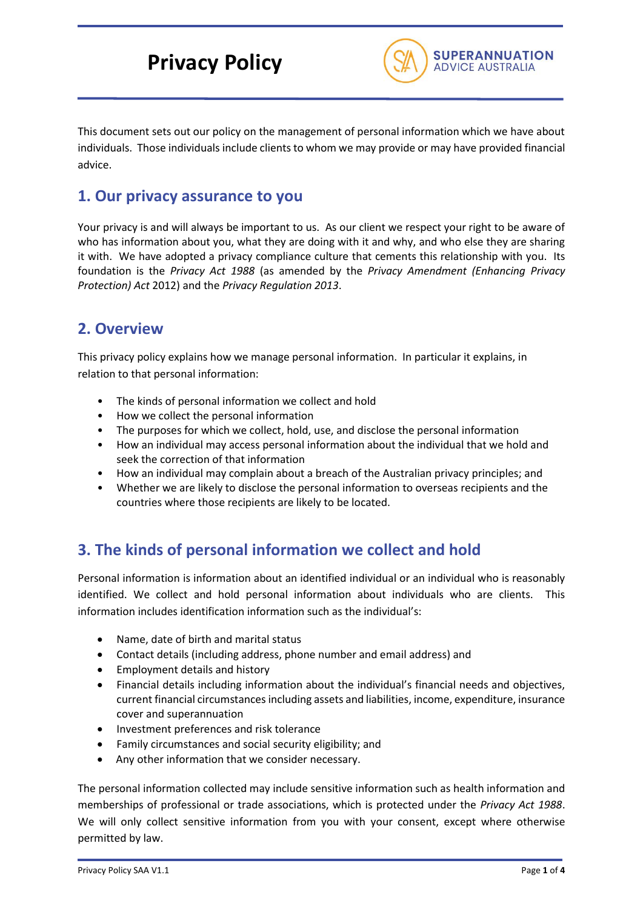# Privacy Policy

SUPERANNUATION ADVICE AUSTRALIA

This document sets out our policy on the management of personal information which we have about individuals. Those individuals include clients to whom we may provide or may have provided financial advice.

## 1. Our privacy assurance to you

Your privacy is and will always be important to us. As our client we respect your right to be aware of who has information about you, what they are doing with it and why, and who else they are sharing it with. We have adopted a privacy compliance culture that cements this relationship with you. Its foundation is the *Privacy Act 1988* (as amended by the *Privacy Amendment (Enhancing Privacy Protection) Act* 2012) and the *Privacy Regulation 2013*.

## 2. Overview

This privacy policy explains how we manage personal information. In particular it explains, in relation to that personal information:

- The kinds of personal information we collect and hold
- How we collect the personal information
- The purposes for which we collect, hold, use, and disclose the personal information
- How an individual may access personal information about the individual that we hold and seek the correction of that information
- How an individual may complain about a breach of the Australian privacy principles; and
- Whether we are likely to disclose the personal information to overseas recipients and the countries where those recipients are likely to be located.

## 3. The kinds of personal information we collect and hold

Personal information is information about an identified individual or an individual who is reasonably identified. We collect and hold personal information about individuals who are clients. This information includes identification information such as the individual's:

- Name, date of birth and marital status
- Contact details (including address, phone number and email address) and
- Employment details and history
- Financial details including information about the individual's financial needs and objectives, current financial circumstances including assets and liabilities, income, expenditure, insurance cover and superannuation
- Investment preferences and risk tolerance
- Family circumstances and social security eligibility; and
- Any other information that we consider necessary.

The personal information collected may include sensitive information such as health information and memberships of professional or trade associations, which is protected under the *Privacy Act 1988*. We will only collect sensitive information from you with your consent, except where otherwise permitted by law.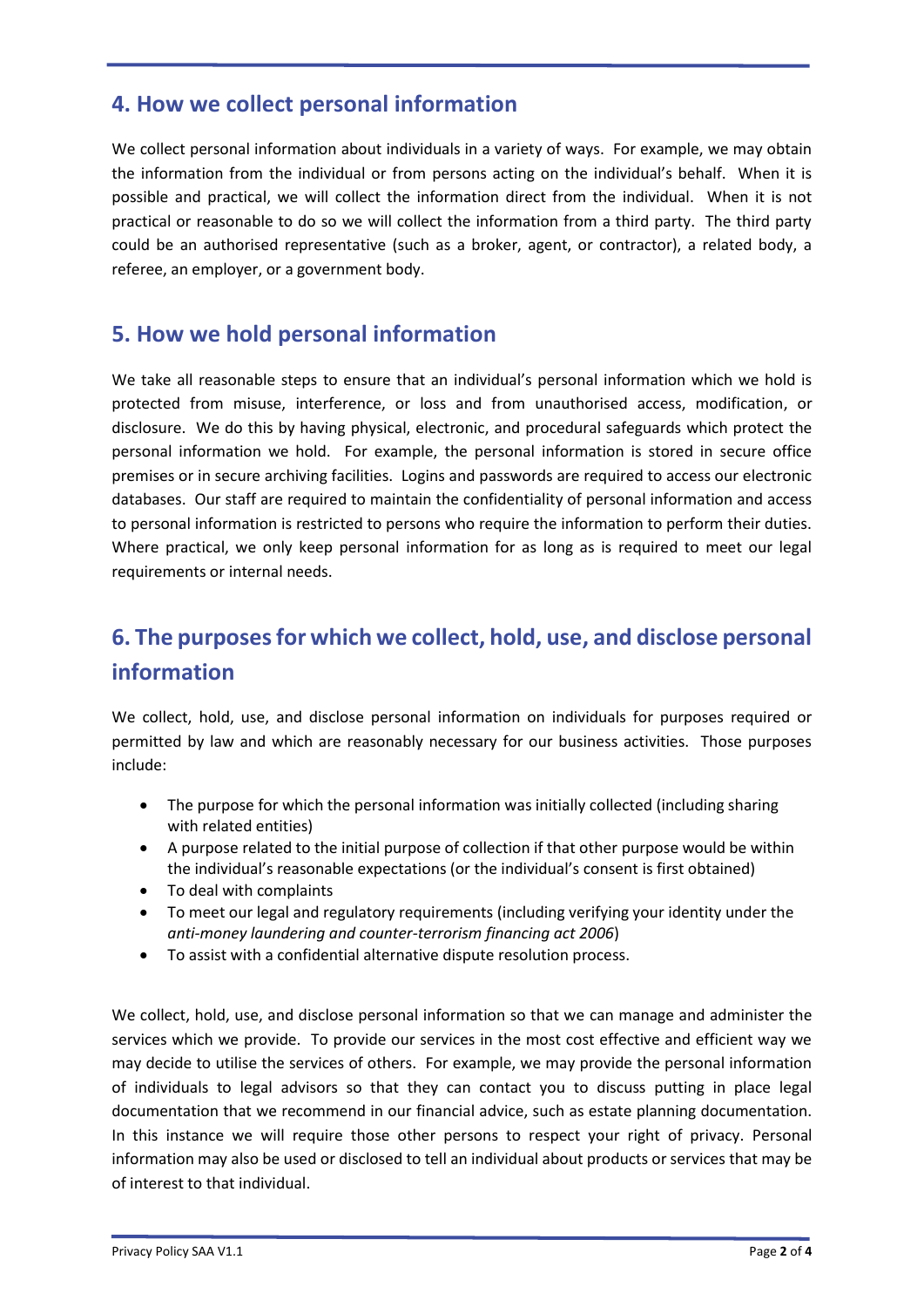## 4. How we collect personal information

We collect personal information about individuals in a variety of ways. For example, we may obtain the information from the individual or from persons acting on the individual's behalf. When it is possible and practical, we will collect the information direct from the individual. When it is not practical or reasonable to do so we will collect the information from a third party. The third party could be an authorised representative (such as a broker, agent, or contractor), a related body, a referee, an employer, or a government body.

## 5. How we hold personal information

We take all reasonable steps to ensure that an individual's personal information which we hold is protected from misuse, interference, or loss and from unauthorised access, modification, or disclosure. We do this by having physical, electronic, and procedural safeguards which protect the personal information we hold. For example, the personal information is stored in secure office premises or in secure archiving facilities. Logins and passwords are required to access our electronic databases. Our staff are required to maintain the confidentiality of personal information and access to personal information is restricted to persons who require the information to perform their duties. Where practical, we only keep personal information for as long as is required to meet our legal requirements or internal needs.

## 6. The purposes for which we collect, hold, use, and disclose personal information

We collect, hold, use, and disclose personal information on individuals for purposes required or permitted by law and which are reasonably necessary for our business activities. Those purposes include:

- The purpose for which the personal information was initially collected (including sharing with related entities)
- A purpose related to the initial purpose of collection if that other purpose would be within the individual's reasonable expectations (or the individual's consent is first obtained)
- To deal with complaints
- To meet our legal and regulatory requirements (including verifying your identity under the *anti-money laundering and counter-terrorism financing act 2006*)
- To assist with a confidential alternative dispute resolution process.

We collect, hold, use, and disclose personal information so that we can manage and administer the services which we provide. To provide our services in the most cost effective and efficient way we may decide to utilise the services of others. For example, we may provide the personal information of individuals to legal advisors so that they can contact you to discuss putting in place legal documentation that we recommend in our financial advice, such as estate planning documentation. In this instance we will require those other persons to respect your right of privacy. Personal information may also be used or disclosed to tell an individual about products or services that may be of interest to that individual.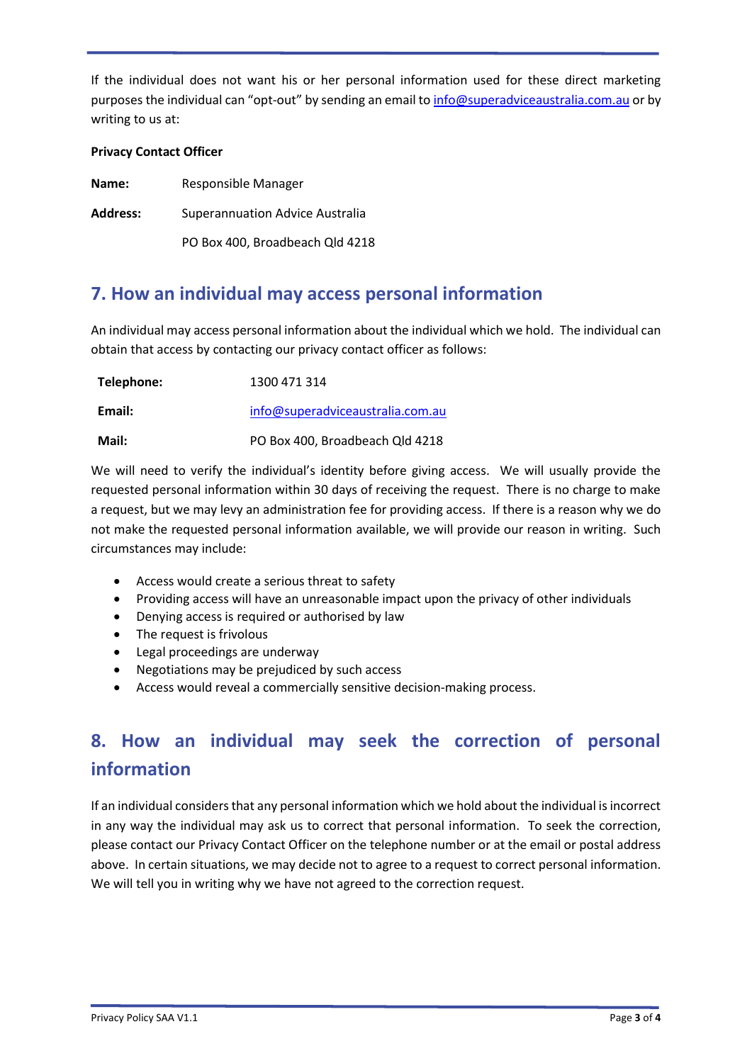If the individual does not want his or her personal information used for these direct marketing purposes the individual can "opt-out" by sending an email to info@superadviceaustralia.com.au or by writing to us at:

**Privacy Contact Officer**

**Name:** Responsible Manager

**Address:** Superannuation Advice Australia

PO Box 400, Broadbeach Qld 4218

## 7. How an individual may access personal information

An individual may access personal information about the individual which we hold. The individual can obtain that access by contacting our privacy contact officer as follows:

**Telephone:** 1300 471 314

**Email:** info@superadviceaustralia.com.au

**Mail:** PO Box 400, Broadbeach Qld 4218

We will need to verify the individual's identity before giving access. We will usually provide the requested personal information within 30 days of receiving the request. There is no charge to make a request, but we may levy an administration fee for providing access. If there is a reason why we do not make the requested personal information available, we will provide our reason in writing. Such circumstances may include:

- Access would create a serious threat to safety
- Providing access will have an unreasonable impact upon the privacy of other individuals
- Denying access is required or authorised by law
- The request is frivolous
- Legal proceedings are underway
- Negotiations may be prejudiced by such access
- Access would reveal a commercially sensitive decision-making process.

## 8. How an individual may seek the correction of personal information

If an individual considers that any personal information which we hold about the individual is incorrect in any way the individual may ask us to correct that personal information. To seek the correction, please contact our Privacy Contact Officer on the telephone number or at the email or postal address above. In certain situations, we may decide not to agree to a request to correct personal information. We will tell you in writing why we have not agreed to the correction request.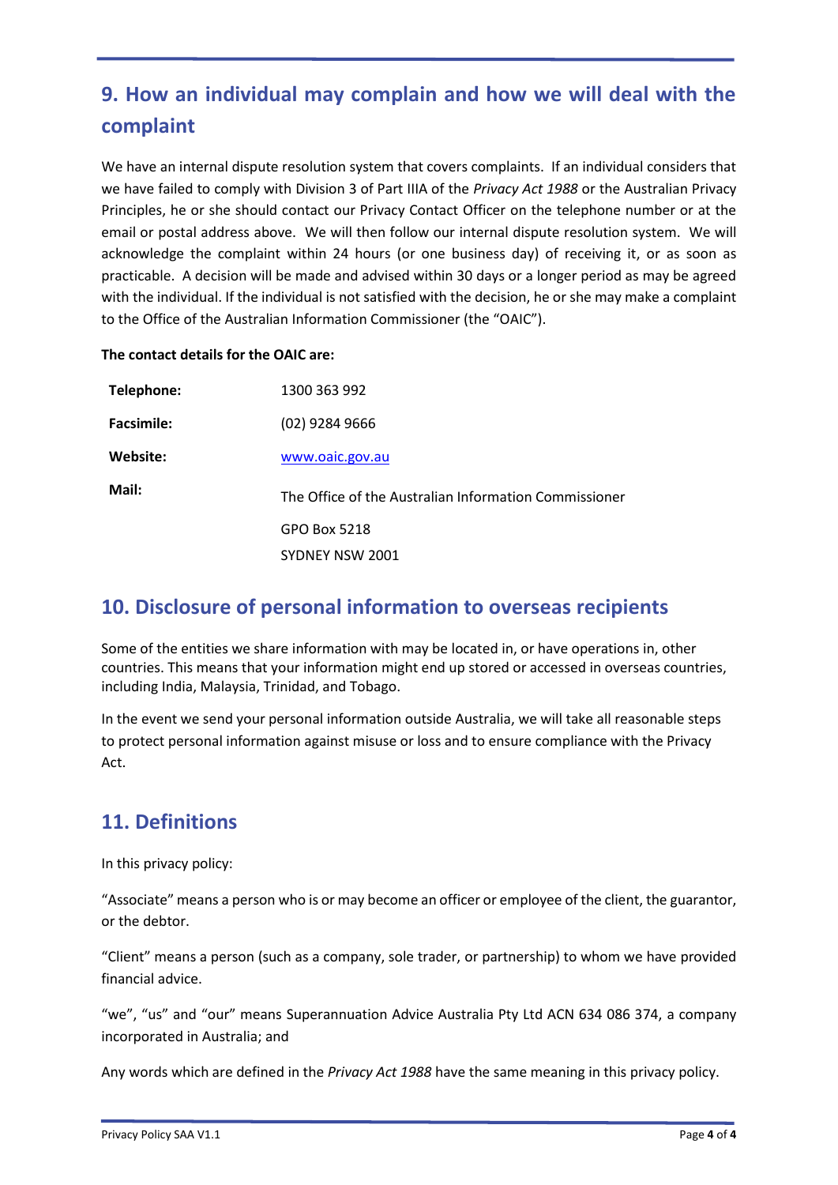## 9. How an individual may complain and how we will deal with the complaint

We have an internal dispute resolution system that covers complaints. If an individual considers that we have failed to comply with Division 3 of Part IIIA of the *Privacy Act 1988* or the Australian Privacy Principles, he or she should contact our Privacy Contact Officer on the telephone number or at the email or postal address above. We will then follow our internal dispute resolution system. We will acknowledge the complaint within 24 hours (or one business day) of receiving it, or as soon as practicable. A decision will be made and advised within 30 days or a longer period as may be agreed with the individual. If the individual is not satisfied with the decision, he or she may make a complaint to the Office of the Australian Information Commissioner (the "OAIC").

**The contact details for the OAIC are:**

| | |
|---|---|
| **Telephone:** | 1300 363 992 |
| **Facsimile:** | (02) 9284 9666 |
| **Website:** | www.oaic.gov.au |
| **Mail:** | The Office of the Australian Information Commissioner<br>GPO Box 5218<br>SYDNEY NSW 2001 |

## 10. Disclosure of personal information to overseas recipients

Some of the entities we share information with may be located in, or have operations in, other countries. This means that your information might end up stored or accessed in overseas countries, including India, Malaysia, Trinidad, and Tobago.

In the event we send your personal information outside Australia, we will take all reasonable steps to protect personal information against misuse or loss and to ensure compliance with the Privacy Act.

## 11. Definitions

In this privacy policy:

"Associate" means a person who is or may become an officer or employee of the client, the guarantor, or the debtor.

"Client" means a person (such as a company, sole trader, or partnership) to whom we have provided financial advice.

"we", "us" and "our" means Superannuation Advice Australia Pty Ltd ACN 634 086 374, a company incorporated in Australia; and

Any words which are defined in the *Privacy Act 1988* have the same meaning in this privacy policy.